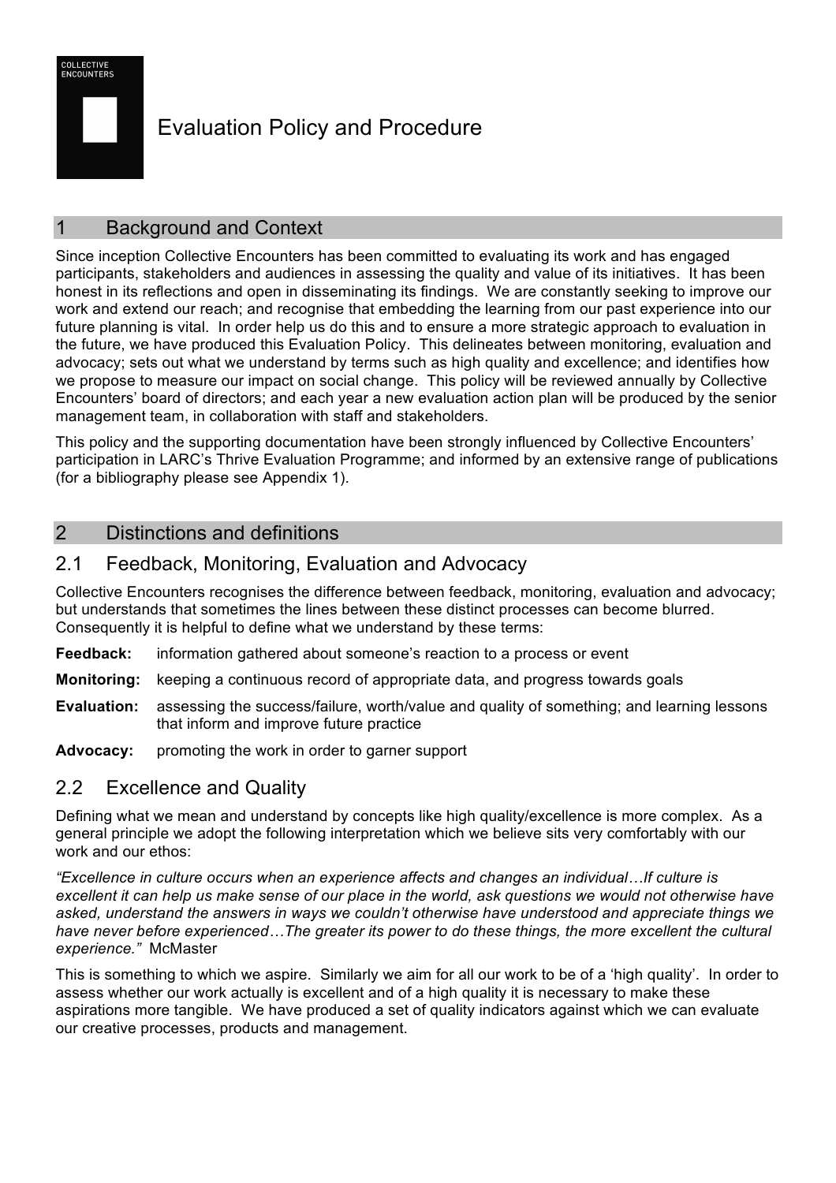COLLECTIVE ENCOUNTERS

# Evaluation Policy and Procedure

## 1 Background and Context

Since inception Collective Encounters has been committed to evaluating its work and has engaged participants, stakeholders and audiences in assessing the quality and value of its initiatives. It has been honest in its reflections and open in disseminating its findings. We are constantly seeking to improve our work and extend our reach; and recognise that embedding the learning from our past experience into our future planning is vital. In order help us do this and to ensure a more strategic approach to evaluation in the future, we have produced this Evaluation Policy. This delineates between monitoring, evaluation and advocacy; sets out what we understand by terms such as high quality and excellence; and identifies how we propose to measure our impact on social change. This policy will be reviewed annually by Collective Encounters' board of directors; and each year a new evaluation action plan will be produced by the senior management team, in collaboration with staff and stakeholders.

This policy and the supporting documentation have been strongly influenced by Collective Encounters' participation in LARC's Thrive Evaluation Programme; and informed by an extensive range of publications (for a bibliography please see Appendix 1).

## 2 Distinctions and definitions

### 2.1 Feedback, Monitoring, Evaluation and Advocacy

Collective Encounters recognises the difference between feedback, monitoring, evaluation and advocacy; but understands that sometimes the lines between these distinct processes can become blurred. Consequently it is helpful to define what we understand by these terms:

**Feedback:** information gathered about someone's reaction to a process or event

**Monitoring:** keeping a continuous record of appropriate data, and progress towards goals

**Evaluation:** assessing the success/failure, worth/value and quality of something; and learning lessons that inform and improve future practice

**Advocacy:** promoting the work in order to garner support

### 2.2 Excellence and Quality

Defining what we mean and understand by concepts like high quality/excellence is more complex. As a general principle we adopt the following interpretation which we believe sits very comfortably with our work and our ethos:

*"Excellence in culture occurs when an experience affects and changes an individual…If culture is excellent it can help us make sense of our place in the world, ask questions we would not otherwise have asked, understand the answers in ways we couldn't otherwise have understood and appreciate things we have never before experienced…The greater its power to do these things, the more excellent the cultural experience."* McMaster

This is something to which we aspire. Similarly we aim for all our work to be of a 'high quality'. In order to assess whether our work actually is excellent and of a high quality it is necessary to make these aspirations more tangible. We have produced a set of quality indicators against which we can evaluate our creative processes, products and management.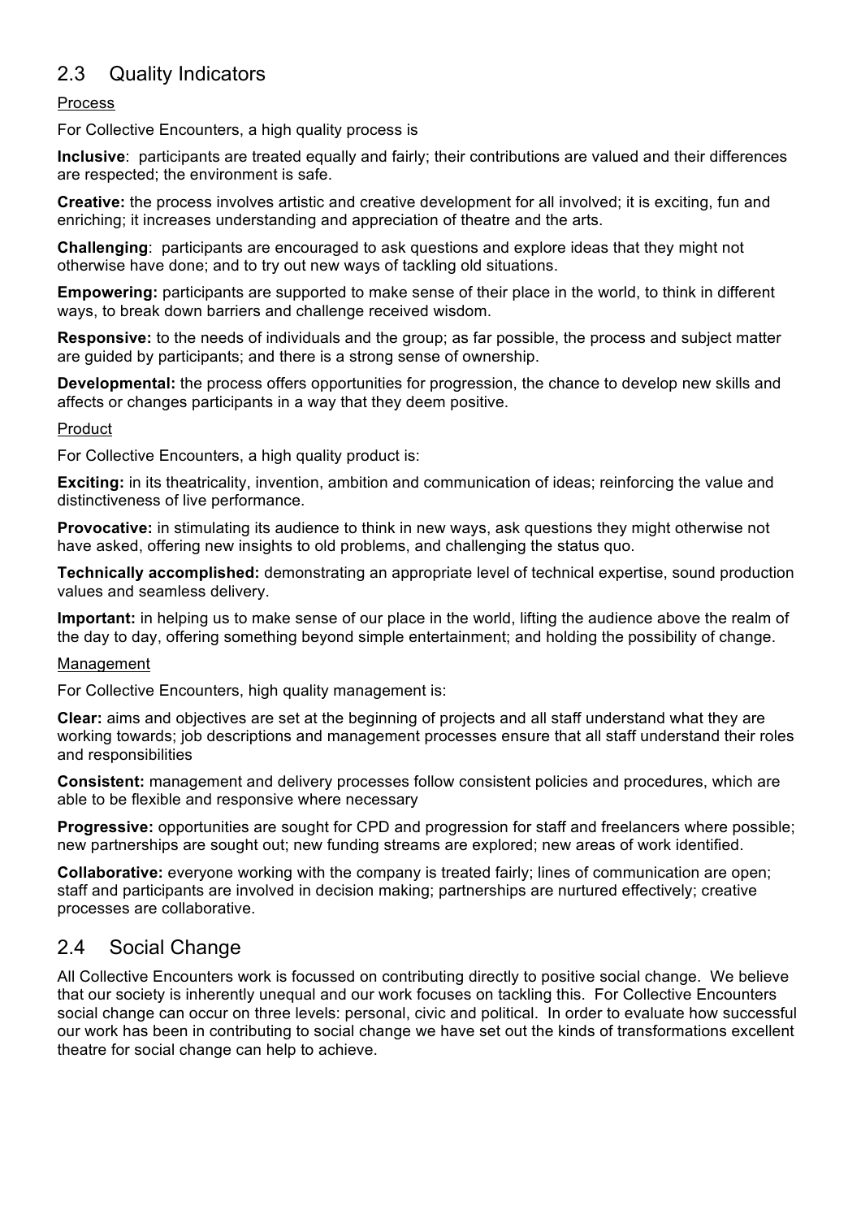## 2.3 Quality Indicators

Process

For Collective Encounters, a high quality process is

**Inclusive**: participants are treated equally and fairly; their contributions are valued and their differences are respected; the environment is safe.

**Creative:** the process involves artistic and creative development for all involved; it is exciting, fun and enriching; it increases understanding and appreciation of theatre and the arts.

**Challenging**: participants are encouraged to ask questions and explore ideas that they might not otherwise have done; and to try out new ways of tackling old situations.

**Empowering:** participants are supported to make sense of their place in the world, to think in different ways, to break down barriers and challenge received wisdom.

**Responsive:** to the needs of individuals and the group; as far possible, the process and subject matter are guided by participants; and there is a strong sense of ownership.

**Developmental:** the process offers opportunities for progression, the chance to develop new skills and affects or changes participants in a way that they deem positive.

Product

For Collective Encounters, a high quality product is:

**Exciting:** in its theatricality, invention, ambition and communication of ideas; reinforcing the value and distinctiveness of live performance.

**Provocative:** in stimulating its audience to think in new ways, ask questions they might otherwise not have asked, offering new insights to old problems, and challenging the status quo.

**Technically accomplished:** demonstrating an appropriate level of technical expertise, sound production values and seamless delivery.

**Important:** in helping us to make sense of our place in the world, lifting the audience above the realm of the day to day, offering something beyond simple entertainment; and holding the possibility of change.

Management

For Collective Encounters, high quality management is:

**Clear:** aims and objectives are set at the beginning of projects and all staff understand what they are working towards; job descriptions and management processes ensure that all staff understand their roles and responsibilities

**Consistent:** management and delivery processes follow consistent policies and procedures, which are able to be flexible and responsive where necessary

**Progressive:** opportunities are sought for CPD and progression for staff and freelancers where possible; new partnerships are sought out; new funding streams are explored; new areas of work identified.

**Collaborative:** everyone working with the company is treated fairly; lines of communication are open; staff and participants are involved in decision making; partnerships are nurtured effectively; creative processes are collaborative.

## 2.4 Social Change

All Collective Encounters work is focussed on contributing directly to positive social change. We believe that our society is inherently unequal and our work focuses on tackling this. For Collective Encounters social change can occur on three levels: personal, civic and political. In order to evaluate how successful our work has been in contributing to social change we have set out the kinds of transformations excellent theatre for social change can help to achieve.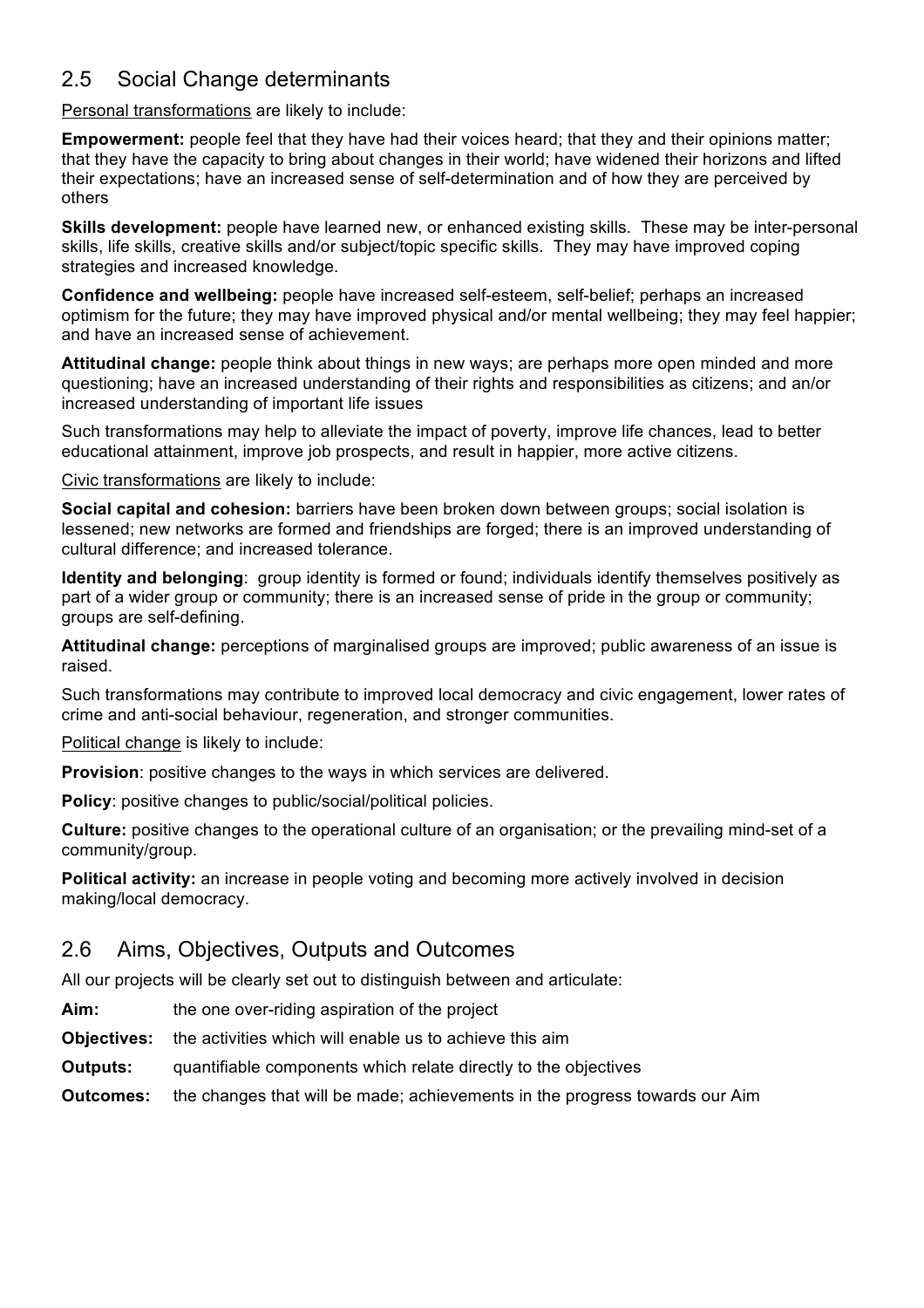## 2.5 Social Change determinants

Personal transformations are likely to include:

**Empowerment:** people feel that they have had their voices heard; that they and their opinions matter; that they have the capacity to bring about changes in their world; have widened their horizons and lifted their expectations; have an increased sense of self-determination and of how they are perceived by others

**Skills development:** people have learned new, or enhanced existing skills. These may be inter-personal skills, life skills, creative skills and/or subject/topic specific skills. They may have improved coping strategies and increased knowledge.

**Confidence and wellbeing:** people have increased self-esteem, self-belief; perhaps an increased optimism for the future; they may have improved physical and/or mental wellbeing; they may feel happier; and have an increased sense of achievement.

**Attitudinal change:** people think about things in new ways; are perhaps more open minded and more questioning; have an increased understanding of their rights and responsibilities as citizens; and an/or increased understanding of important life issues

Such transformations may help to alleviate the impact of poverty, improve life chances, lead to better educational attainment, improve job prospects, and result in happier, more active citizens.

Civic transformations are likely to include:

**Social capital and cohesion:** barriers have been broken down between groups; social isolation is lessened; new networks are formed and friendships are forged; there is an improved understanding of cultural difference; and increased tolerance.

**Identity and belonging**: group identity is formed or found; individuals identify themselves positively as part of a wider group or community; there is an increased sense of pride in the group or community; groups are self-defining.

**Attitudinal change:** perceptions of marginalised groups are improved; public awareness of an issue is raised.

Such transformations may contribute to improved local democracy and civic engagement, lower rates of crime and anti-social behaviour, regeneration, and stronger communities.

Political change is likely to include:

**Provision**: positive changes to the ways in which services are delivered.

**Policy**: positive changes to public/social/political policies.

**Culture:** positive changes to the operational culture of an organisation; or the prevailing mind-set of a community/group.

**Political activity:** an increase in people voting and becoming more actively involved in decision making/local democracy.

## 2.6 Aims, Objectives, Outputs and Outcomes

All our projects will be clearly set out to distinguish between and articulate:

**Aim:** the one over-riding aspiration of the project

**Objectives:** the activities which will enable us to achieve this aim

**Outputs:** quantifiable components which relate directly to the objectives

**Outcomes:** the changes that will be made; achievements in the progress towards our Aim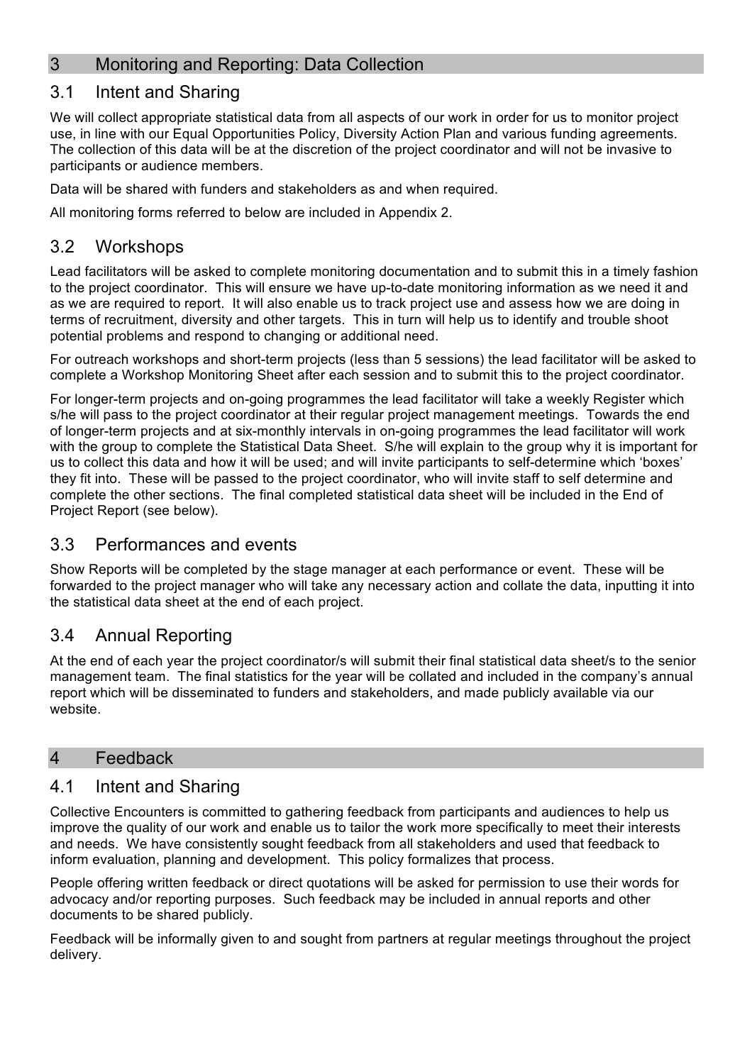## 3 Monitoring and Reporting: Data Collection

### 3.1 Intent and Sharing

We will collect appropriate statistical data from all aspects of our work in order for us to monitor project use, in line with our Equal Opportunities Policy, Diversity Action Plan and various funding agreements. The collection of this data will be at the discretion of the project coordinator and will not be invasive to participants or audience members.

Data will be shared with funders and stakeholders as and when required.

All monitoring forms referred to below are included in Appendix 2.

### 3.2 Workshops

Lead facilitators will be asked to complete monitoring documentation and to submit this in a timely fashion to the project coordinator. This will ensure we have up-to-date monitoring information as we need it and as we are required to report. It will also enable us to track project use and assess how we are doing in terms of recruitment, diversity and other targets. This in turn will help us to identify and trouble shoot potential problems and respond to changing or additional need.

For outreach workshops and short-term projects (less than 5 sessions) the lead facilitator will be asked to complete a Workshop Monitoring Sheet after each session and to submit this to the project coordinator.

For longer-term projects and on-going programmes the lead facilitator will take a weekly Register which s/he will pass to the project coordinator at their regular project management meetings. Towards the end of longer-term projects and at six-monthly intervals in on-going programmes the lead facilitator will work with the group to complete the Statistical Data Sheet. S/he will explain to the group why it is important for us to collect this data and how it will be used; and will invite participants to self-determine which 'boxes' they fit into. These will be passed to the project coordinator, who will invite staff to self determine and complete the other sections. The final completed statistical data sheet will be included in the End of Project Report (see below).

### 3.3 Performances and events

Show Reports will be completed by the stage manager at each performance or event. These will be forwarded to the project manager who will take any necessary action and collate the data, inputting it into the statistical data sheet at the end of each project.

### 3.4 Annual Reporting

At the end of each year the project coordinator/s will submit their final statistical data sheet/s to the senior management team. The final statistics for the year will be collated and included in the company's annual report which will be disseminated to funders and stakeholders, and made publicly available via our website.

## 4 Feedback

### 4.1 Intent and Sharing

Collective Encounters is committed to gathering feedback from participants and audiences to help us improve the quality of our work and enable us to tailor the work more specifically to meet their interests and needs. We have consistently sought feedback from all stakeholders and used that feedback to inform evaluation, planning and development. This policy formalizes that process.

People offering written feedback or direct quotations will be asked for permission to use their words for advocacy and/or reporting purposes. Such feedback may be included in annual reports and other documents to be shared publicly.

Feedback will be informally given to and sought from partners at regular meetings throughout the project delivery.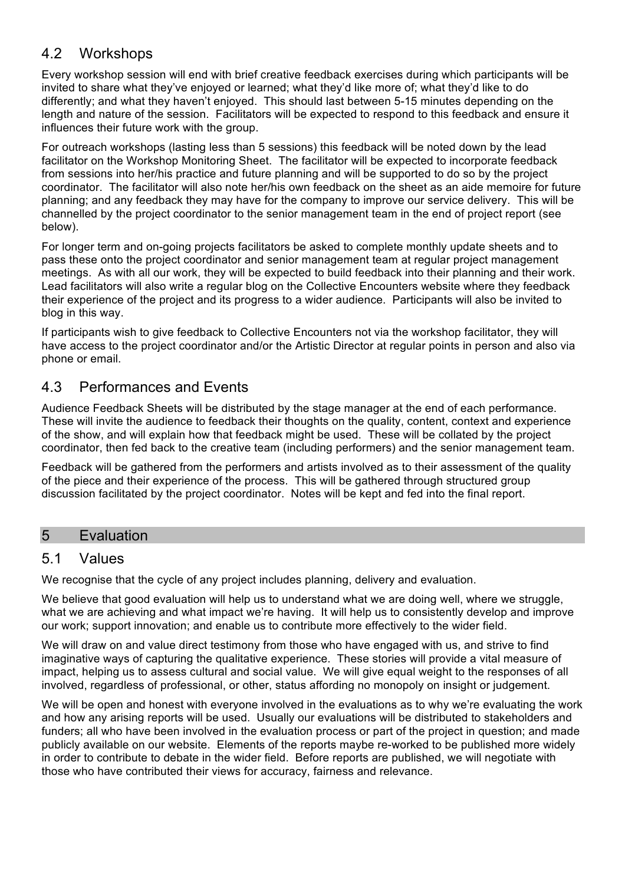## 4.2 Workshops

Every workshop session will end with brief creative feedback exercises during which participants will be invited to share what they've enjoyed or learned; what they'd like more of; what they'd like to do differently; and what they haven't enjoyed. This should last between 5-15 minutes depending on the length and nature of the session. Facilitators will be expected to respond to this feedback and ensure it influences their future work with the group.

For outreach workshops (lasting less than 5 sessions) this feedback will be noted down by the lead facilitator on the Workshop Monitoring Sheet. The facilitator will be expected to incorporate feedback from sessions into her/his practice and future planning and will be supported to do so by the project coordinator. The facilitator will also note her/his own feedback on the sheet as an aide memoire for future planning; and any feedback they may have for the company to improve our service delivery. This will be channelled by the project coordinator to the senior management team in the end of project report (see below).

For longer term and on-going projects facilitators be asked to complete monthly update sheets and to pass these onto the project coordinator and senior management team at regular project management meetings. As with all our work, they will be expected to build feedback into their planning and their work. Lead facilitators will also write a regular blog on the Collective Encounters website where they feedback their experience of the project and its progress to a wider audience. Participants will also be invited to blog in this way.

If participants wish to give feedback to Collective Encounters not via the workshop facilitator, they will have access to the project coordinator and/or the Artistic Director at regular points in person and also via phone or email.

## 4.3 Performances and Events

Audience Feedback Sheets will be distributed by the stage manager at the end of each performance. These will invite the audience to feedback their thoughts on the quality, content, context and experience of the show, and will explain how that feedback might be used. These will be collated by the project coordinator, then fed back to the creative team (including performers) and the senior management team.

Feedback will be gathered from the performers and artists involved as to their assessment of the quality of the piece and their experience of the process. This will be gathered through structured group discussion facilitated by the project coordinator. Notes will be kept and fed into the final report.

# 5 Evaluation

## 5.1 Values

We recognise that the cycle of any project includes planning, delivery and evaluation.

We believe that good evaluation will help us to understand what we are doing well, where we struggle, what we are achieving and what impact we're having. It will help us to consistently develop and improve our work; support innovation; and enable us to contribute more effectively to the wider field.

We will draw on and value direct testimony from those who have engaged with us, and strive to find imaginative ways of capturing the qualitative experience. These stories will provide a vital measure of impact, helping us to assess cultural and social value. We will give equal weight to the responses of all involved, regardless of professional, or other, status affording no monopoly on insight or judgement.

We will be open and honest with everyone involved in the evaluations as to why we're evaluating the work and how any arising reports will be used. Usually our evaluations will be distributed to stakeholders and funders; all who have been involved in the evaluation process or part of the project in question; and made publicly available on our website. Elements of the reports maybe re-worked to be published more widely in order to contribute to debate in the wider field. Before reports are published, we will negotiate with those who have contributed their views for accuracy, fairness and relevance.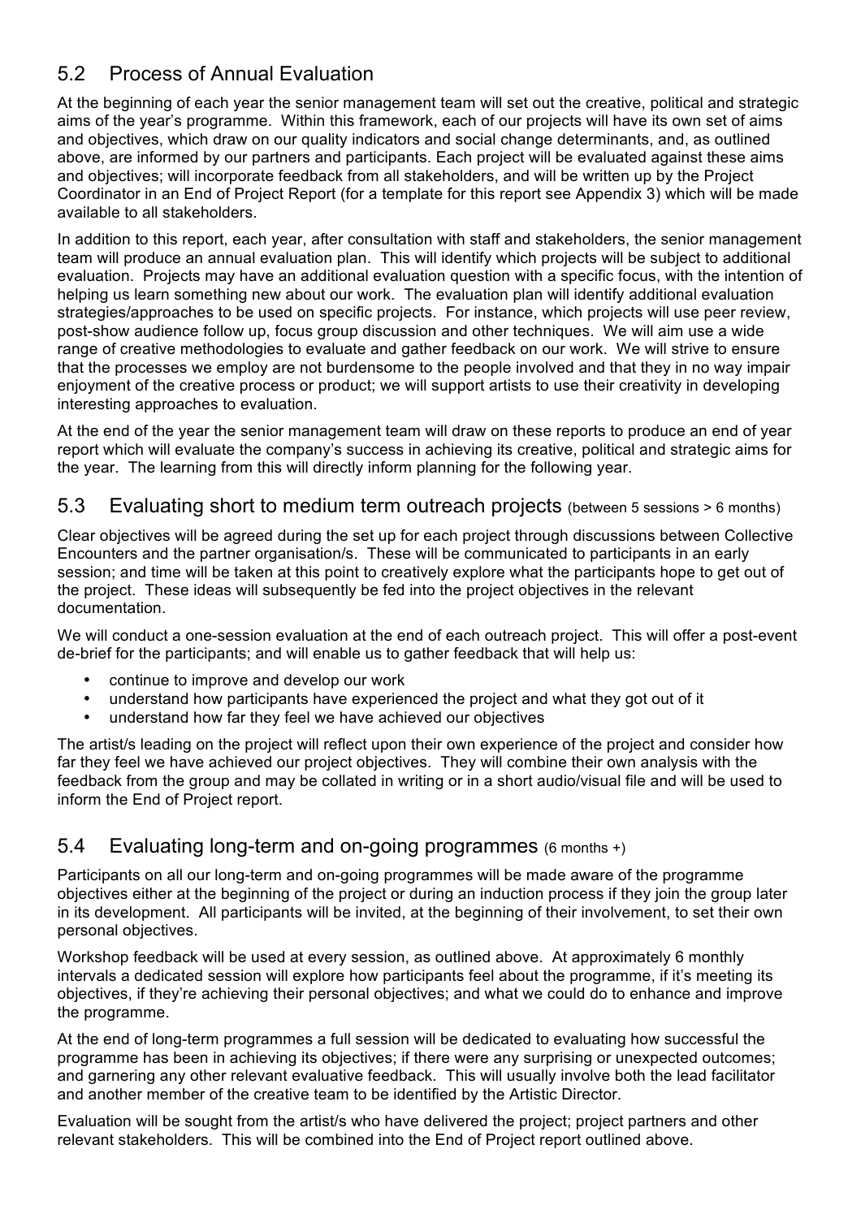## 5.2 Process of Annual Evaluation

At the beginning of each year the senior management team will set out the creative, political and strategic aims of the year's programme. Within this framework, each of our projects will have its own set of aims and objectives, which draw on our quality indicators and social change determinants, and, as outlined above, are informed by our partners and participants. Each project will be evaluated against these aims and objectives; will incorporate feedback from all stakeholders, and will be written up by the Project Coordinator in an End of Project Report (for a template for this report see Appendix 3) which will be made available to all stakeholders.

In addition to this report, each year, after consultation with staff and stakeholders, the senior management team will produce an annual evaluation plan. This will identify which projects will be subject to additional evaluation. Projects may have an additional evaluation question with a specific focus, with the intention of helping us learn something new about our work. The evaluation plan will identify additional evaluation strategies/approaches to be used on specific projects. For instance, which projects will use peer review, post-show audience follow up, focus group discussion and other techniques. We will aim use a wide range of creative methodologies to evaluate and gather feedback on our work. We will strive to ensure that the processes we employ are not burdensome to the people involved and that they in no way impair enjoyment of the creative process or product; we will support artists to use their creativity in developing interesting approaches to evaluation.

At the end of the year the senior management team will draw on these reports to produce an end of year report which will evaluate the company's success in achieving its creative, political and strategic aims for the year. The learning from this will directly inform planning for the following year.

## 5.3 Evaluating short to medium term outreach projects (between 5 sessions > 6 months)

Clear objectives will be agreed during the set up for each project through discussions between Collective Encounters and the partner organisation/s. These will be communicated to participants in an early session; and time will be taken at this point to creatively explore what the participants hope to get out of the project. These ideas will subsequently be fed into the project objectives in the relevant documentation.

We will conduct a one-session evaluation at the end of each outreach project. This will offer a post-event de-brief for the participants; and will enable us to gather feedback that will help us:

- continue to improve and develop our work
- understand how participants have experienced the project and what they got out of it
- understand how far they feel we have achieved our objectives

The artist/s leading on the project will reflect upon their own experience of the project and consider how far they feel we have achieved our project objectives. They will combine their own analysis with the feedback from the group and may be collated in writing or in a short audio/visual file and will be used to inform the End of Project report.

## 5.4 Evaluating long-term and on-going programmes (6 months +)

Participants on all our long-term and on-going programmes will be made aware of the programme objectives either at the beginning of the project or during an induction process if they join the group later in its development. All participants will be invited, at the beginning of their involvement, to set their own personal objectives.

Workshop feedback will be used at every session, as outlined above. At approximately 6 monthly intervals a dedicated session will explore how participants feel about the programme, if it's meeting its objectives, if they're achieving their personal objectives; and what we could do to enhance and improve the programme.

At the end of long-term programmes a full session will be dedicated to evaluating how successful the programme has been in achieving its objectives; if there were any surprising or unexpected outcomes; and garnering any other relevant evaluative feedback. This will usually involve both the lead facilitator and another member of the creative team to be identified by the Artistic Director.

Evaluation will be sought from the artist/s who have delivered the project; project partners and other relevant stakeholders. This will be combined into the End of Project report outlined above.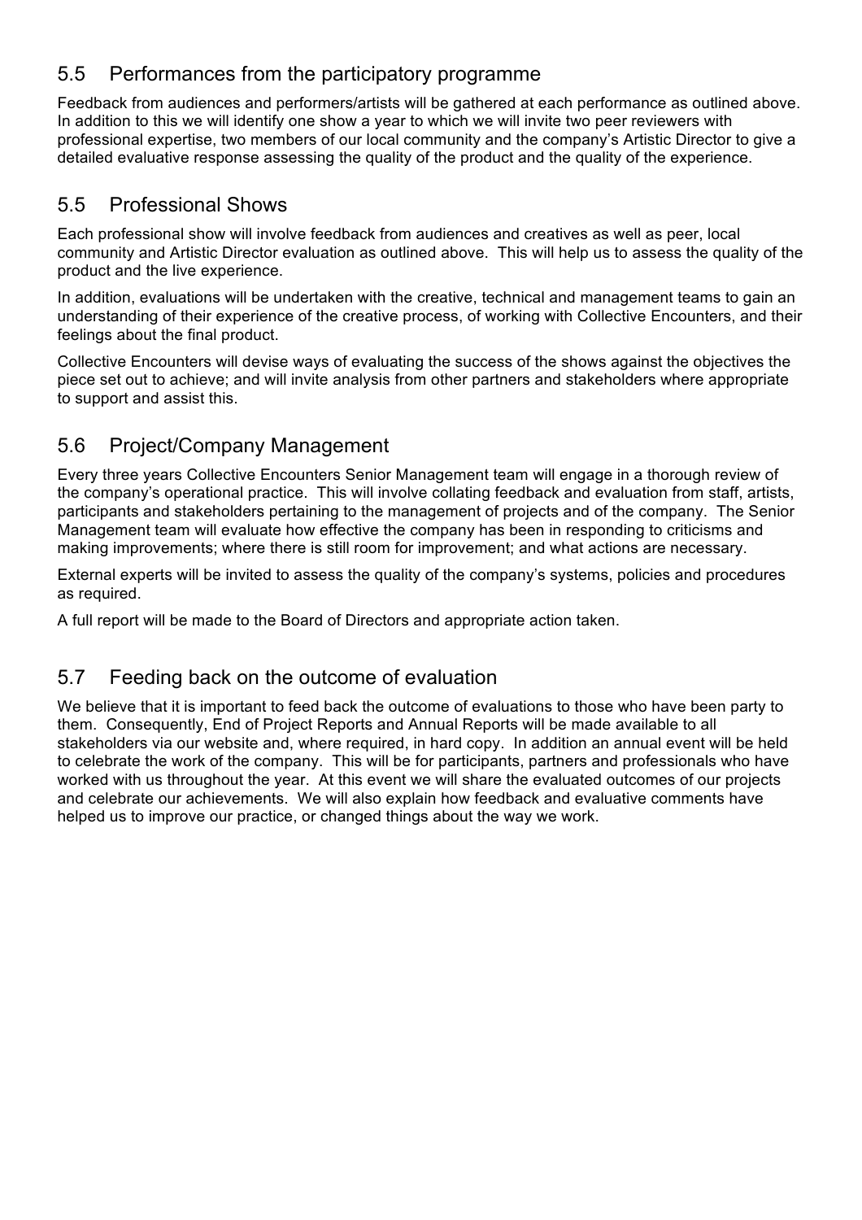## 5.5 Performances from the participatory programme

Feedback from audiences and performers/artists will be gathered at each performance as outlined above. In addition to this we will identify one show a year to which we will invite two peer reviewers with professional expertise, two members of our local community and the company's Artistic Director to give a detailed evaluative response assessing the quality of the product and the quality of the experience.

## 5.5 Professional Shows

Each professional show will involve feedback from audiences and creatives as well as peer, local community and Artistic Director evaluation as outlined above. This will help us to assess the quality of the product and the live experience.

In addition, evaluations will be undertaken with the creative, technical and management teams to gain an understanding of their experience of the creative process, of working with Collective Encounters, and their feelings about the final product.

Collective Encounters will devise ways of evaluating the success of the shows against the objectives the piece set out to achieve; and will invite analysis from other partners and stakeholders where appropriate to support and assist this.

## 5.6 Project/Company Management

Every three years Collective Encounters Senior Management team will engage in a thorough review of the company's operational practice. This will involve collating feedback and evaluation from staff, artists, participants and stakeholders pertaining to the management of projects and of the company. The Senior Management team will evaluate how effective the company has been in responding to criticisms and making improvements; where there is still room for improvement; and what actions are necessary.

External experts will be invited to assess the quality of the company's systems, policies and procedures as required.

A full report will be made to the Board of Directors and appropriate action taken.

## 5.7 Feeding back on the outcome of evaluation

We believe that it is important to feed back the outcome of evaluations to those who have been party to them. Consequently, End of Project Reports and Annual Reports will be made available to all stakeholders via our website and, where required, in hard copy. In addition an annual event will be held to celebrate the work of the company. This will be for participants, partners and professionals who have worked with us throughout the year. At this event we will share the evaluated outcomes of our projects and celebrate our achievements. We will also explain how feedback and evaluative comments have helped us to improve our practice, or changed things about the way we work.